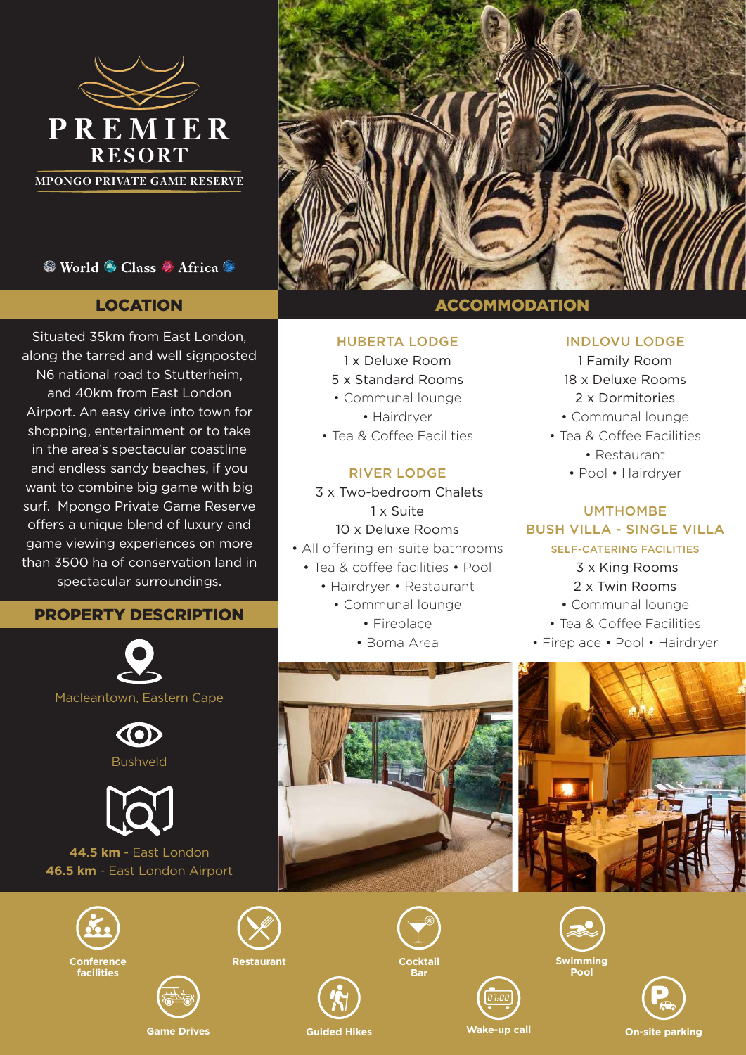# PREMIER RESORT

MPONGO PRIVATE GAME RESERVE

World Class Africa

## LOCATION

Situated 35km from East London, along the tarred and well signposted N6 national road to Stutterheim, and 40km from East London Airport. An easy drive into town for shopping, entertainment or to take in the area's spectacular coastline and endless sandy beaches, if you want to combine big game with big surf. Mpongo Private Game Reserve offers a unique blend of luxury and game viewing experiences on more than 3500 ha of conservation land in spectacular surroundings.

## PROPERTY DESCRIPTION

Macleantown, Eastern Cape

Bushveld

**44.5 km** - East London
**46.5 km** - East London Airport

## ACCOMMODATION

### HUBERTA LODGE

1 x Deluxe Room
5 x Standard Rooms
• Communal lounge
• Hairdryer
• Tea & Coffee Facilities

### RIVER LODGE

3 x Two-bedroom Chalets
1 x Suite
10 x Deluxe Rooms
• All offering en-suite bathrooms
• Tea & coffee facilities • Pool
• Hairdryer • Restaurant
• Communal lounge
• Fireplace
• Boma Area

### INDLOVU LODGE

1 Family Room
18 x Deluxe Rooms
2 x Dormitories
• Communal lounge
• Tea & Coffee Facilities
• Restaurant
• Pool • Hairdryer

### UMTHOMBE BUSH VILLA - SINGLE VILLA

SELF-CATERING FACILITIES

3 x King Rooms
2 x Twin Rooms
• Communal lounge
• Tea & Coffee Facilities
• Fireplace • Pool • Hairdryer

Conference facilities | Restaurant | Cocktail Bar | Swimming Pool | Game Drives | Guided Hikes | Wake-up call | On-site parking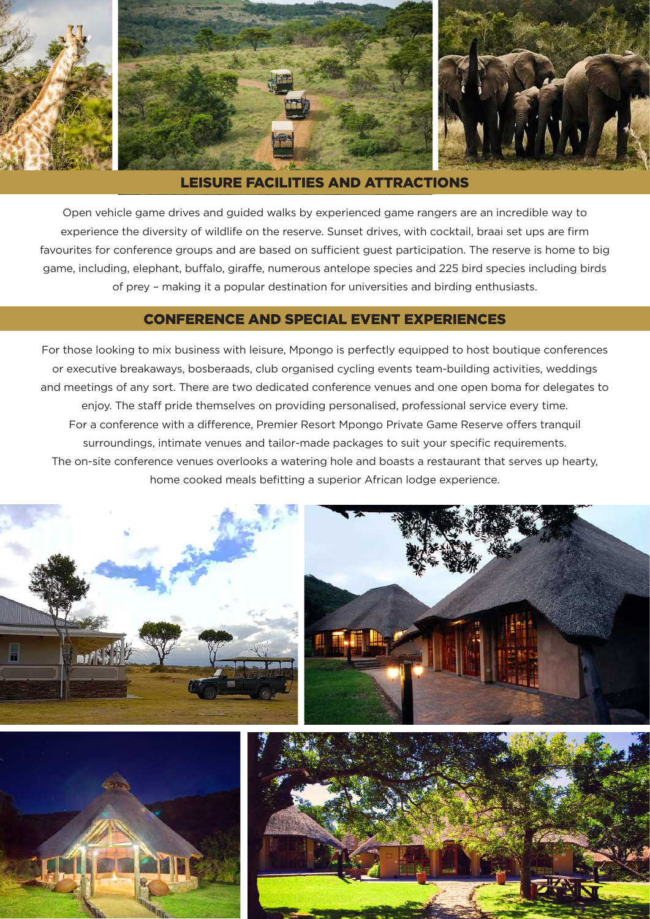## LEISURE FACILITIES AND ATTRACTIONS

Open vehicle game drives and guided walks by experienced game rangers are an incredible way to experience the diversity of wildlife on the reserve. Sunset drives, with cocktail, braai set ups are firm favourites for conference groups and are based on sufficient guest participation. The reserve is home to big game, including, elephant, buffalo, giraffe, numerous antelope species and 225 bird species including birds of prey – making it a popular destination for universities and birding enthusiasts.

## CONFERENCE AND SPECIAL EVENT EXPERIENCES

For those looking to mix business with leisure, Mpongo is perfectly equipped to host boutique conferences or executive breakaways, bosberaads, club organised cycling events team-building activities, weddings and meetings of any sort. There are two dedicated conference venues and one open boma for delegates to enjoy. The staff pride themselves on providing personalised, professional service every time.

For a conference with a difference, Premier Resort Mpongo Private Game Reserve offers tranquil surroundings, intimate venues and tailor-made packages to suit your specific requirements.

The on-site conference venues overlooks a watering hole and boasts a restaurant that serves up hearty, home cooked meals befitting a superior African lodge experience.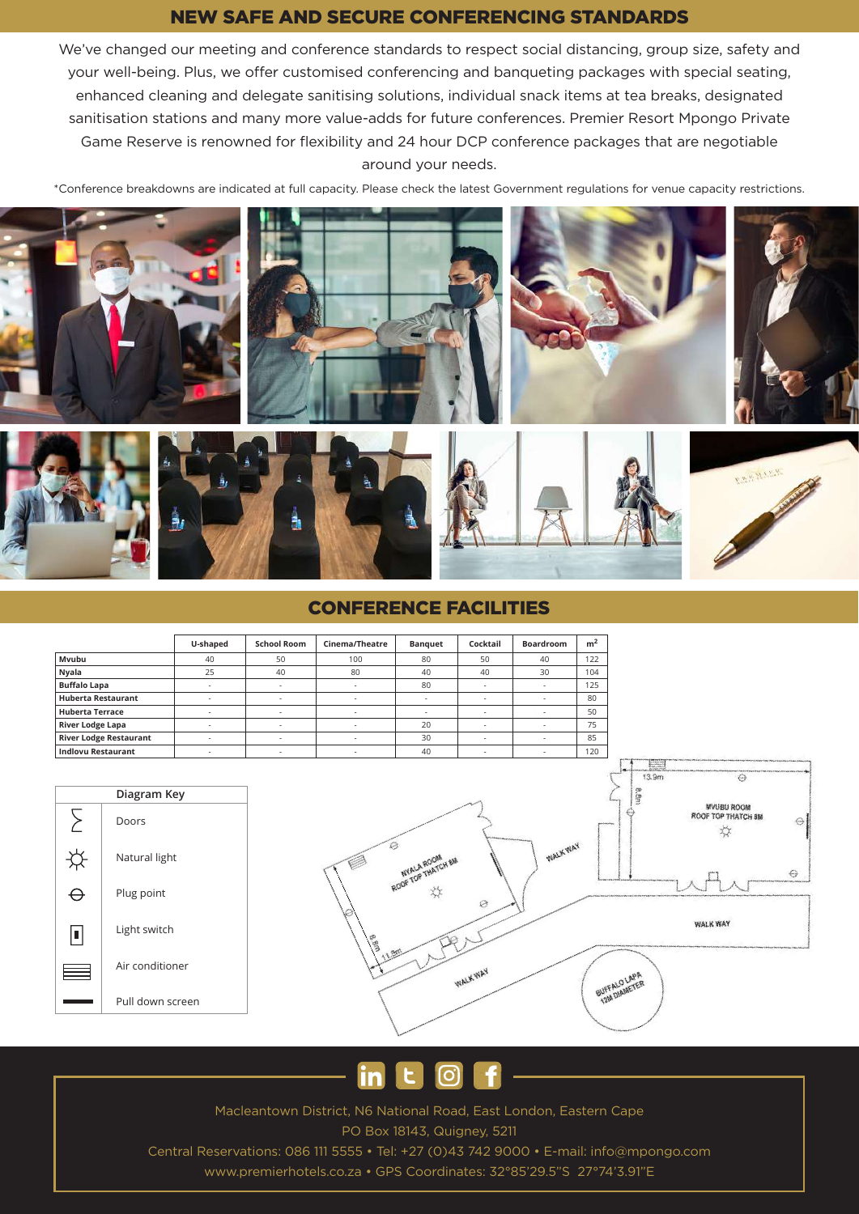## NEW SAFE AND SECURE CONFERENCING STANDARDS

We've changed our meeting and conference standards to respect social distancing, group size, safety and your well-being. Plus, we offer customised conferencing and banqueting packages with special seating, enhanced cleaning and delegate sanitising solutions, individual snack items at tea breaks, designated sanitisation stations and many more value-adds for future conferences. Premier Resort Mpongo Private Game Reserve is renowned for flexibility and 24 hour DCP conference packages that are negotiable around your needs.

*Conference breakdowns are indicated at full capacity. Please check the latest Government regulations for venue capacity restrictions.

## CONFERENCE FACILITIES

| | U-shaped | School Room | Cinema/Theatre | Banquet | Cocktail | Boardroom | $m^2$ |
|---|---|---|---|---|---|---|---|
| **Mvubu** | 40 | 50 | 100 | 80 | 50 | 40 | 122 |
| **Nyala** | 25 | 40 | 80 | 40 | 40 | 30 | 104 |
| **Buffalo Lapa** | - | - | - | 80 | - | - | 125 |
| **Huberta Restaurant** | - | - | - | - | - | - | 80 |
| **Huberta Terrace** | - | - | - | - | - | - | 50 |
| **River Lodge Lapa** | - | - | - | 20 | - | - | 75 |
| **River Lodge Restaurant** | - | - | - | 30 | - | - | 85 |
| **Indlovu Restaurant** | - | - | - | 40 | - | - | 120 |

| Diagram Key |
|---|
| Doors |
| Natural light |
| Plug point |
| Light switch |
| Air conditioner |
| Pull down screen |

NYALA ROOM
ROOF TOP THATCH 8M
8.8m
11.8m
WALK WAY
WALK WAY
MVUBU ROOM
ROOF TOP THATCH 8M
13.9m
8.8m
WALK WAY
BUFFALO LAPA
12M DIAMETER

Macleantown District, N6 National Road, East London, Eastern Cape
PO Box 18143, Quigney, 5211
Central Reservations: 086 111 5555 • Tel: +27 (0)43 742 9000 • E-mail: info@mpongo.com
www.premierhotels.co.za • GPS Coordinates: 32°85'29.5"S 27°74'3.91"E